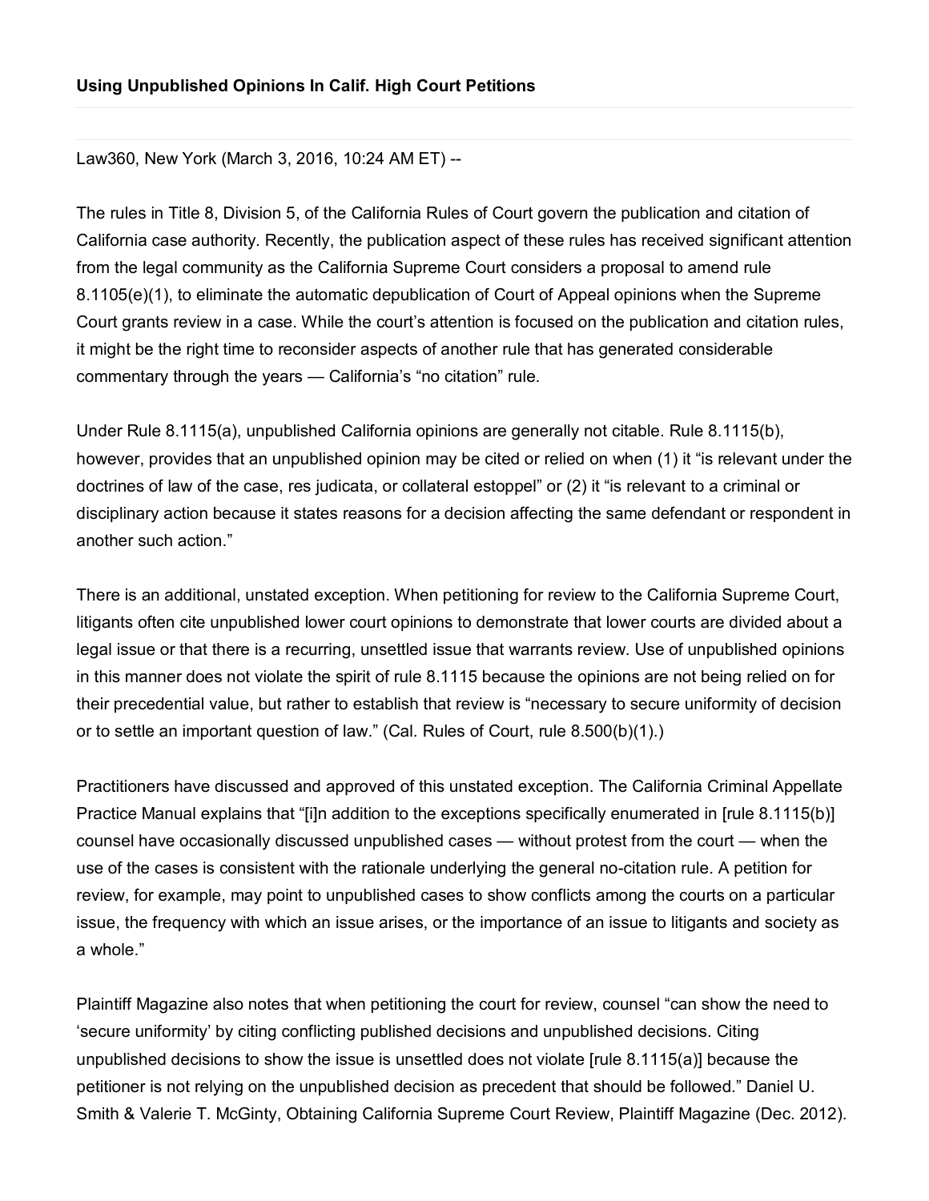**Using Unpublished Opinions In Calif. High Court Petitions**

Law360, New York (March 3, 2016, 10:24 AM ET) --

The rules in Title 8, Division 5, of the California Rules of Court govern the publication and citation of California case authority. Recently, the publication aspect of these rules has received significant attention from the legal community as the California Supreme Court considers a proposal to amend rule 8.1105(e)(1), to eliminate the automatic depublication of Court of Appeal opinions when the Supreme Court grants review in a case. While the court's attention is focused on the publication and citation rules, it might be the right time to reconsider aspects of another rule that has generated considerable commentary through the years — California's "no citation" rule.

Under Rule 8.1115(a), unpublished California opinions are generally not citable. Rule 8.1115(b), however, provides that an unpublished opinion may be cited or relied on when (1) it "is relevant under the doctrines of law of the case, res judicata, or collateral estoppel" or (2) it "is relevant to a criminal or disciplinary action because it states reasons for a decision affecting the same defendant or respondent in another such action."

There is an additional, unstated exception. When petitioning for review to the California Supreme Court, litigants often cite unpublished lower court opinions to demonstrate that lower courts are divided about a legal issue or that there is a recurring, unsettled issue that warrants review. Use of unpublished opinions in this manner does not violate the spirit of rule 8.1115 because the opinions are not being relied on for their precedential value, but rather to establish that review is "necessary to secure uniformity of decision or to settle an important question of law." (Cal. Rules of Court, rule 8.500(b)(1).)

Practitioners have discussed and approved of this unstated exception. The California Criminal Appellate Practice Manual explains that "[i]n addition to the exceptions specifically enumerated in [rule 8.1115(b)] counsel have occasionally discussed unpublished cases — without protest from the court — when the use of the cases is consistent with the rationale underlying the general no-citation rule. A petition for review, for example, may point to unpublished cases to show conflicts among the courts on a particular issue, the frequency with which an issue arises, or the importance of an issue to litigants and society as a whole."

Plaintiff Magazine also notes that when petitioning the court for review, counsel "can show the need to 'secure uniformity' by citing conflicting published decisions and unpublished decisions. Citing unpublished decisions to show the issue is unsettled does not violate [rule 8.1115(a)] because the petitioner is not relying on the unpublished decision as precedent that should be followed." Daniel U. Smith & Valerie T. McGinty, Obtaining California Supreme Court Review, Plaintiff Magazine (Dec. 2012).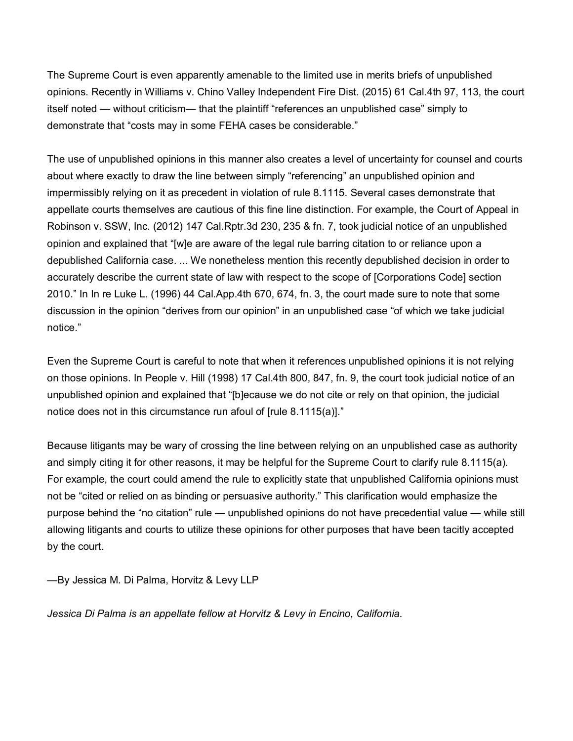The Supreme Court is even apparently amenable to the limited use in merits briefs of unpublished opinions. Recently in Williams v. Chino Valley Independent Fire Dist. (2015) 61 Cal.4th 97, 113, the court itself noted — without criticism— that the plaintiff "references an unpublished case" simply to demonstrate that "costs may in some FEHA cases be considerable."

The use of unpublished opinions in this manner also creates a level of uncertainty for counsel and courts about where exactly to draw the line between simply "referencing" an unpublished opinion and impermissibly relying on it as precedent in violation of rule 8.1115. Several cases demonstrate that appellate courts themselves are cautious of this fine line distinction. For example, the Court of Appeal in Robinson v. SSW, Inc. (2012) 147 Cal.Rptr.3d 230, 235 & fn. 7, took judicial notice of an unpublished opinion and explained that "[w]e are aware of the legal rule barring citation to or reliance upon a depublished California case. ... We nonetheless mention this recently depublished decision in order to accurately describe the current state of law with respect to the scope of [Corporations Code] section 2010." In In re Luke L. (1996) 44 Cal.App.4th 670, 674, fn. 3, the court made sure to note that some discussion in the opinion "derives from our opinion" in an unpublished case "of which we take judicial notice."

Even the Supreme Court is careful to note that when it references unpublished opinions it is not relying on those opinions. In People v. Hill (1998) 17 Cal.4th 800, 847, fn. 9, the court took judicial notice of an unpublished opinion and explained that "[b]ecause we do not cite or rely on that opinion, the judicial notice does not in this circumstance run afoul of [rule 8.1115(a)]."

Because litigants may be wary of crossing the line between relying on an unpublished case as authority and simply citing it for other reasons, it may be helpful for the Supreme Court to clarify rule 8.1115(a). For example, the court could amend the rule to explicitly state that unpublished California opinions must not be "cited or relied on as binding or persuasive authority." This clarification would emphasize the purpose behind the "no citation" rule — unpublished opinions do not have precedential value — while still allowing litigants and courts to utilize these opinions for other purposes that have been tacitly accepted by the court.

—By Jessica M. Di Palma, Horvitz & Levy LLP

*Jessica Di Palma is an appellate fellow at Horvitz & Levy in Encino, California.*